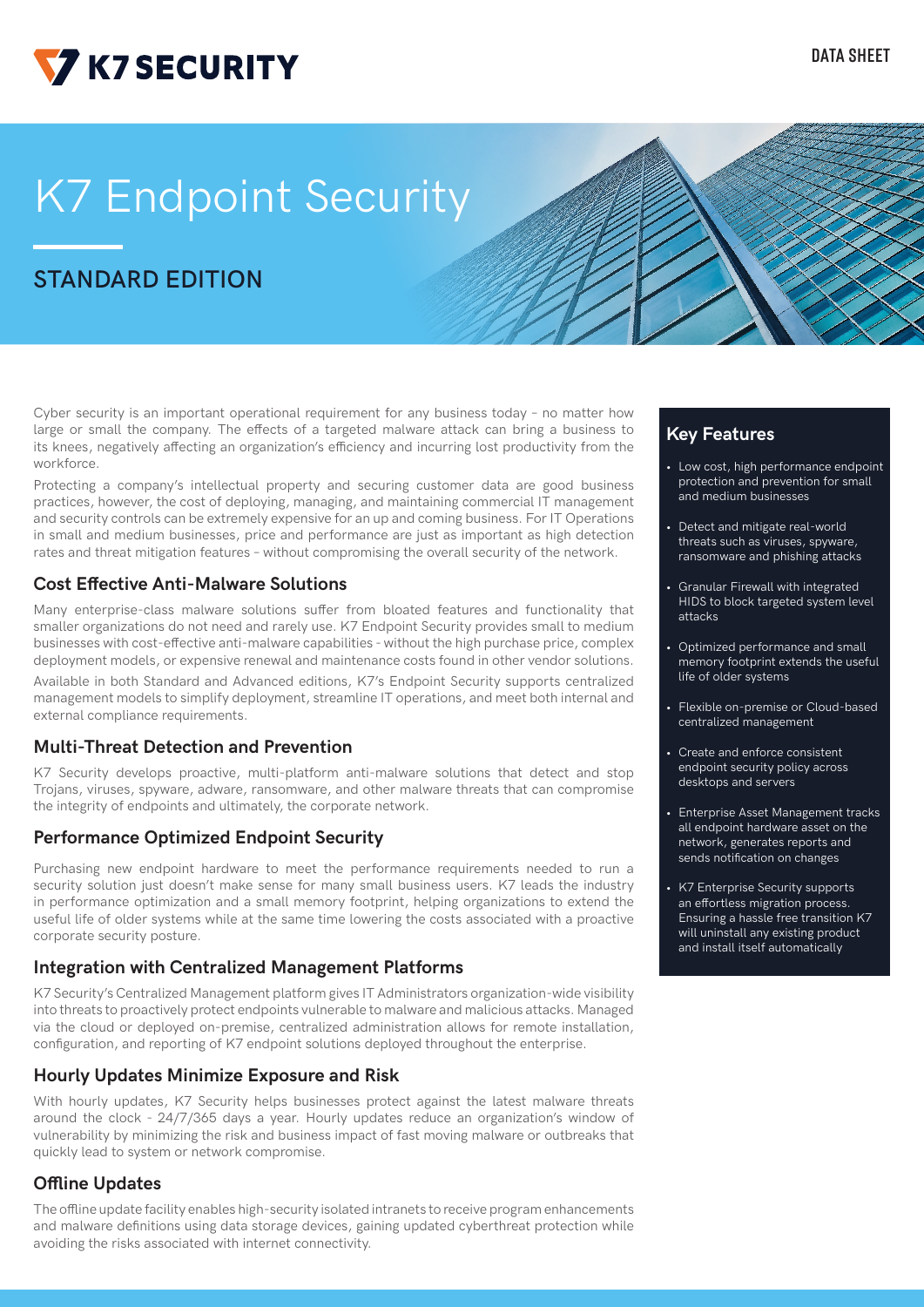K7 SECURITY

DATA SHEET

# K7 Endpoint Security

## STANDARD EDITION

Cyber security is an important operational requirement for any business today – no matter how large or small the company. The effects of a targeted malware attack can bring a business to its knees, negatively affecting an organization's efficiency and incurring lost productivity from the workforce.

Protecting a company's intellectual property and securing customer data are good business practices, however, the cost of deploying, managing, and maintaining commercial IT management and security controls can be extremely expensive for an up and coming business. For IT Operations in small and medium businesses, price and performance are just as important as high detection rates and threat mitigation features – without compromising the overall security of the network.

### Cost Effective Anti-Malware Solutions

Many enterprise-class malware solutions suffer from bloated features and functionality that smaller organizations do not need and rarely use. K7 Endpoint Security provides small to medium businesses with cost-effective anti-malware capabilities - without the high purchase price, complex deployment models, or expensive renewal and maintenance costs found in other vendor solutions.

Available in both Standard and Advanced editions, K7's Endpoint Security supports centralized management models to simplify deployment, streamline IT operations, and meet both internal and external compliance requirements.

### Multi-Threat Detection and Prevention

K7 Security develops proactive, multi-platform anti-malware solutions that detect and stop Trojans, viruses, spyware, adware, ransomware, and other malware threats that can compromise the integrity of endpoints and ultimately, the corporate network.

### Performance Optimized Endpoint Security

Purchasing new endpoint hardware to meet the performance requirements needed to run a security solution just doesn't make sense for many small business users. K7 leads the industry in performance optimization and a small memory footprint, helping organizations to extend the useful life of older systems while at the same time lowering the costs associated with a proactive corporate security posture.

### Integration with Centralized Management Platforms

K7 Security's Centralized Management platform gives IT Administrators organization-wide visibility into threats to proactively protect endpoints vulnerable to malware and malicious attacks. Managed via the cloud or deployed on-premise, centralized administration allows for remote installation, configuration, and reporting of K7 endpoint solutions deployed throughout the enterprise.

### Hourly Updates Minimize Exposure and Risk

With hourly updates, K7 Security helps businesses protect against the latest malware threats around the clock - 24/7/365 days a year. Hourly updates reduce an organization's window of vulnerability by minimizing the risk and business impact of fast moving malware or outbreaks that quickly lead to system or network compromise.

### Offline Updates

The offline update facility enables high-security isolated intranets to receive program enhancements and malware definitions using data storage devices, gaining updated cyberthreat protection while avoiding the risks associated with internet connectivity.

### Key Features

- Low cost, high performance endpoint protection and prevention for small and medium businesses
- Detect and mitigate real-world threats such as viruses, spyware, ransomware and phishing attacks
- Granular Firewall with integrated HIDS to block targeted system level attacks
- Optimized performance and small memory footprint extends the useful life of older systems
- Flexible on-premise or Cloud-based centralized management
- Create and enforce consistent endpoint security policy across desktops and servers
- Enterprise Asset Management tracks all endpoint hardware asset on the network, generates reports and sends notification on changes
- K7 Enterprise Security supports an effortless migration process. Ensuring a hassle free transition K7 will uninstall any existing product and install itself automatically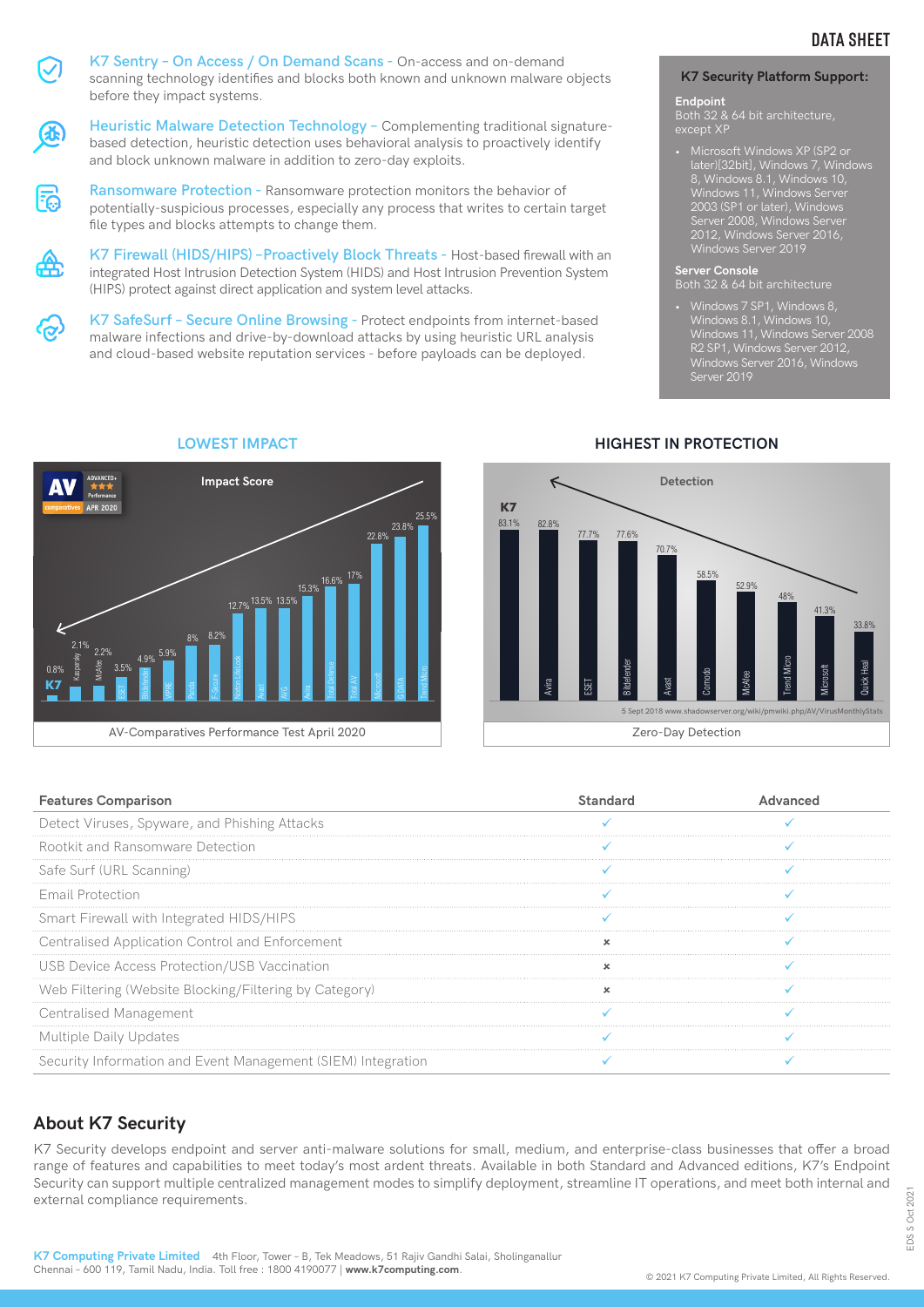DATA SHEET

**K7 Sentry - On Access / On Demand Scans** - On-access and on-demand scanning technology identifies and blocks both known and unknown malware objects before they impact systems.

**Heuristic Malware Detection Technology** – Complementing traditional signature-based detection, heuristic detection uses behavioral analysis to proactively identify and block unknown malware in addition to zero-day exploits.

**Ransomware Protection** - Ransomware protection monitors the behavior of potentially-suspicious processes, especially any process that writes to certain target file types and blocks attempts to change them.

**K7 Firewall (HIDS/HIPS) –Proactively Block Threats** - Host-based firewall with an integrated Host Intrusion Detection System (HIDS) and Host Intrusion Prevention System (HIPS) protect against direct application and system level attacks.

**K7 SafeSurf – Secure Online Browsing** - Protect endpoints from internet-based malware infections and drive-by-download attacks by using heuristic URL analysis and cloud-based website reputation services - before payloads can be deployed.

### K7 Security Platform Support:

**Endpoint**
Both 32 & 64 bit architecture, except XP

- Microsoft Windows XP (SP2 or later)[32bit], Windows 7, Windows 8, Windows 8.1, Windows 10, Windows 11, Windows Server 2003 (SP1 or later), Windows Server 2008, Windows Server 2012, Windows Server 2016, Windows Server 2019

**Server Console**
Both 32 & 64 bit architecture

- Windows 7 SP1, Windows 8, Windows 8.1, Windows 10, Windows 11, Windows Server 2008 R2 SP1, Windows Server 2012, Windows Server 2016, Windows Server 2019

### LOWEST IMPACT

AV comparatives ADVANCED+ Performance APR 2020

Impact Score

K7 0.8%
Kaspersky 2.1%
McAfee 2.2%
ESET 3.5%
Bitdefender 4.9%
VIPRE 5.9%
Panda 8%
F-Secure 8.2%
Norton LifeLock 12.7%
Avast 13.5%
AVG 13.5%
Avira 15.3%
Total Defense 16.6%
Total AV 17%
Microsoft 22.8%
G DATA 23.8%
Trend Micro 25.5%

AV-Comparatives Performance Test April 2020

### HIGHEST IN PROTECTION

Detection

K7 83.1%
Avira 82.8%
ESET 77.7%
Bitdefender 77.6%
Avast 70.7%
Comodo 58.5%
McAfee 52.9%
Trend Micro 48%
Microsoft 41.3%
Quick Heal 33.8%

5 Sept 2018 www.shadowserver.org/wiki/pmwiki.php/AV/VirusMonthlyStats

Zero-Day Detection

| Features Comparison | Standard | Advanced |
|---|---|---|
| Detect Viruses, Spyware, and Phishing Attacks | ✓ | ✓ |
| Rootkit and Ransomware Detection | ✓ | ✓ |
| Safe Surf (URL Scanning) | ✓ | ✓ |
| Email Protection | ✓ | ✓ |
| Smart Firewall with Integrated HIDS/HIPS | ✓ | ✓ |
| Centralised Application Control and Enforcement | × | ✓ |
| USB Device Access Protection/USB Vaccination | × | ✓ |
| Web Filtering (Website Blocking/Filtering by Category) | × | ✓ |
| Centralised Management | ✓ | ✓ |
| Multiple Daily Updates | ✓ | ✓ |
| Security Information and Event Management (SIEM) Integration | ✓ | ✓ |

## About K7 Security

K7 Security develops endpoint and server anti-malware solutions for small, medium, and enterprise-class businesses that offer a broad range of features and capabilities to meet today's most ardent threats. Available in both Standard and Advanced editions, K7's Endpoint Security can support multiple centralized management modes to simplify deployment, streamline IT operations, and meet both internal and external compliance requirements.

**K7 Computing Private Limited** 4th Floor, Tower - B, Tek Meadows, 51 Rajiv Gandhi Salai, Sholinganallur Chennai - 600 119, Tamil Nadu, India. Toll free : 1800 4190077 | **www.k7computing.com**.

© 2021 K7 Computing Private Limited, All Rights Reserved.

EDS S Oct 2021